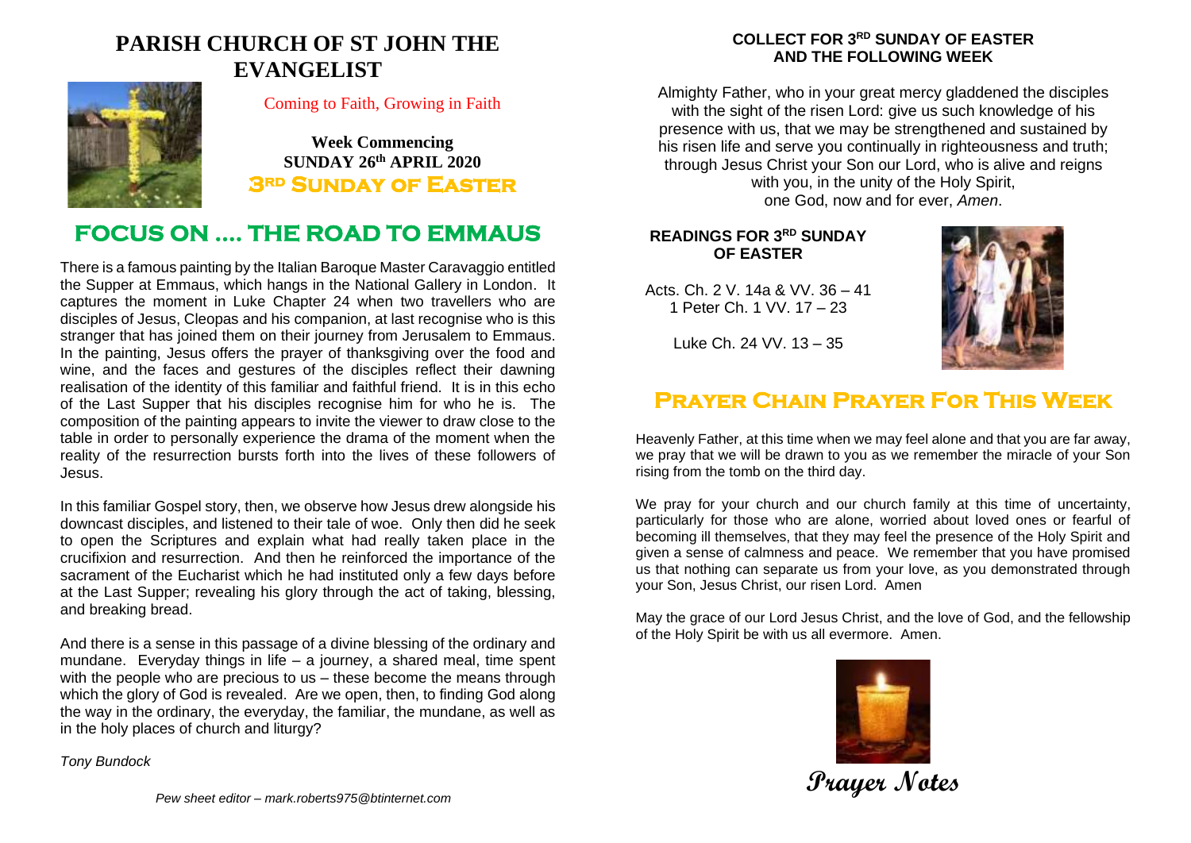# PARISH CHURCH OF ST JOHN THE EVANGELIST

Coming to Faith, Growing in Faith

**Week Commencing**
**SUNDAY 26th APRIL 2020**
**3RD SUNDAY OF EASTER**

## FOCUS ON .... THE ROAD TO EMMAUS

There is a famous painting by the Italian Baroque Master Caravaggio entitled the Supper at Emmaus, which hangs in the National Gallery in London. It captures the moment in Luke Chapter 24 when two travellers who are disciples of Jesus, Cleopas and his companion, at last recognise who is this stranger that has joined them on their journey from Jerusalem to Emmaus. In the painting, Jesus offers the prayer of thanksgiving over the food and wine, and the faces and gestures of the disciples reflect their dawning realisation of the identity of this familiar and faithful friend. It is in this echo of the Last Supper that his disciples recognise him for who he is. The composition of the painting appears to invite the viewer to draw close to the table in order to personally experience the drama of the moment when the reality of the resurrection bursts forth into the lives of these followers of Jesus.

In this familiar Gospel story, then, we observe how Jesus drew alongside his downcast disciples, and listened to their tale of woe. Only then did he seek to open the Scriptures and explain what had really taken place in the crucifixion and resurrection. And then he reinforced the importance of the sacrament of the Eucharist which he had instituted only a few days before at the Last Supper; revealing his glory through the act of taking, blessing, and breaking bread.

And there is a sense in this passage of a divine blessing of the ordinary and mundane. Everyday things in life – a journey, a shared meal, time spent with the people who are precious to us – these become the means through which the glory of God is revealed. Are we open, then, to finding God along the way in the ordinary, the everyday, the familiar, the mundane, as well as in the holy places of church and liturgy?

*Tony Bundock*

*Pew sheet editor – mark.roberts975@btinternet.com*

### COLLECT FOR 3RD SUNDAY OF EASTER AND THE FOLLOWING WEEK

Almighty Father, who in your great mercy gladdened the disciples with the sight of the risen Lord: give us such knowledge of his presence with us, that we may be strengthened and sustained by his risen life and serve you continually in righteousness and truth; through Jesus Christ your Son our Lord, who is alive and reigns with you, in the unity of the Holy Spirit, one God, now and for ever, *Amen*.

### READINGS FOR 3RD SUNDAY OF EASTER

Acts. Ch. 2 V. 14a & VV. 36 – 41
1 Peter Ch. 1 VV. 17 – 23

Luke Ch. 24 VV. 13 – 35

## Prayer Chain Prayer For This Week

Heavenly Father, at this time when we may feel alone and that you are far away, we pray that we will be drawn to you as we remember the miracle of your Son rising from the tomb on the third day.

We pray for your church and our church family at this time of uncertainty, particularly for those who are alone, worried about loved ones or fearful of becoming ill themselves, that they may feel the presence of the Holy Spirit and given a sense of calmness and peace. We remember that you have promised us that nothing can separate us from your love, as you demonstrated through your Son, Jesus Christ, our risen Lord. Amen

May the grace of our Lord Jesus Christ, and the love of God, and the fellowship of the Holy Spirit be with us all evermore. Amen.

**Prayer Notes**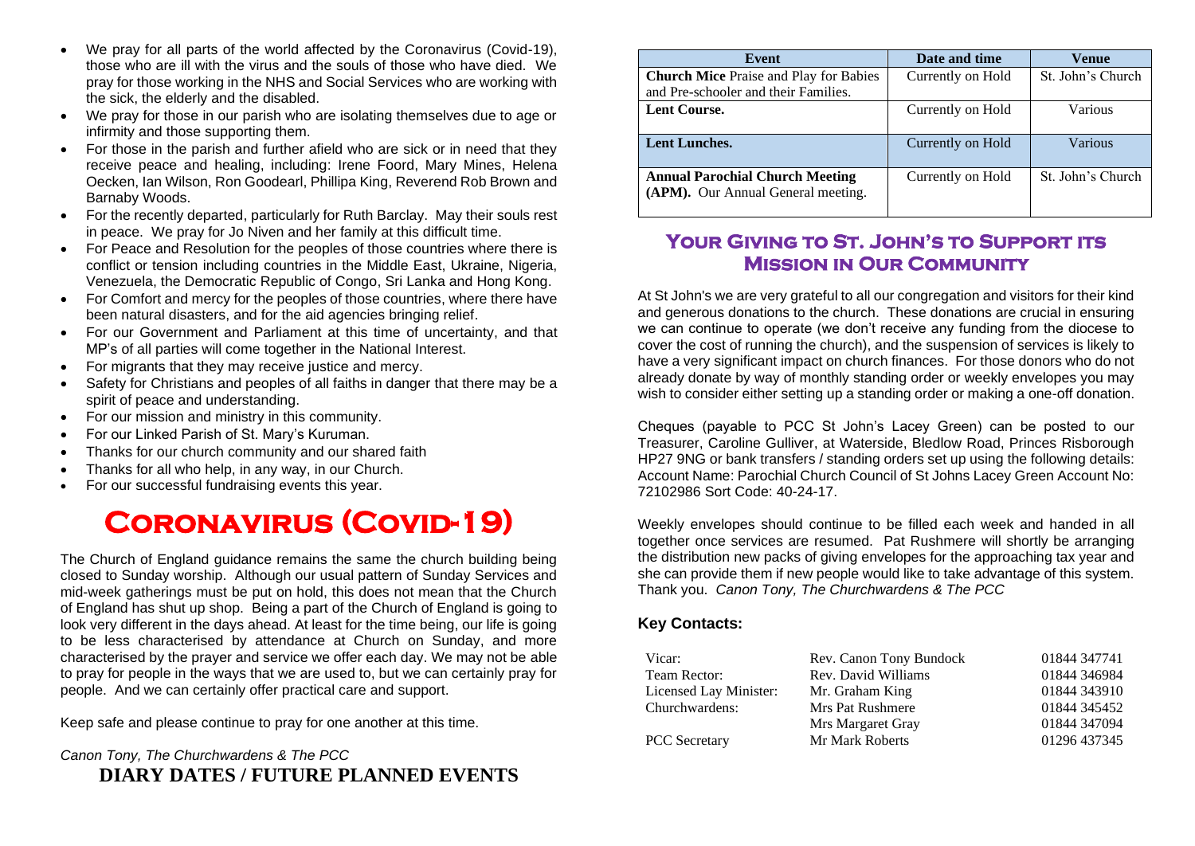- We pray for all parts of the world affected by the Coronavirus (Covid-19), those who are ill with the virus and the souls of those who have died. We pray for those working in the NHS and Social Services who are working with the sick, the elderly and the disabled.
- We pray for those in our parish who are isolating themselves due to age or infirmity and those supporting them.
- For those in the parish and further afield who are sick or in need that they receive peace and healing, including: Irene Foord, Mary Mines, Helena Oecken, Ian Wilson, Ron Goodearl, Phillipa King, Reverend Rob Brown and Barnaby Woods.
- For the recently departed, particularly for Ruth Barclay. May their souls rest in peace. We pray for Jo Niven and her family at this difficult time.
- For Peace and Resolution for the peoples of those countries where there is conflict or tension including countries in the Middle East, Ukraine, Nigeria, Venezuela, the Democratic Republic of Congo, Sri Lanka and Hong Kong.
- For Comfort and mercy for the peoples of those countries, where there have been natural disasters, and for the aid agencies bringing relief.
- For our Government and Parliament at this time of uncertainty, and that MP's of all parties will come together in the National Interest.
- For migrants that they may receive justice and mercy.
- Safety for Christians and peoples of all faiths in danger that there may be a spirit of peace and understanding.
- For our mission and ministry in this community.
- For our Linked Parish of St. Mary's Kuruman.
- Thanks for our church community and our shared faith
- Thanks for all who help, in any way, in our Church.
- For our successful fundraising events this year.

# Coronavirus (Covid-19)

The Church of England guidance remains the same the church building being closed to Sunday worship. Although our usual pattern of Sunday Services and mid-week gatherings must be put on hold, this does not mean that the Church of England has shut up shop. Being a part of the Church of England is going to look very different in the days ahead. At least for the time being, our life is going to be less characterised by attendance at Church on Sunday, and more characterised by the prayer and service we offer each day. We may not be able to pray for people in the ways that we are used to, but we can certainly pray for people. And we can certainly offer practical care and support.

Keep safe and please continue to pray for one another at this time.

*Canon Tony, The Churchwardens & The PCC*

## DIARY DATES / FUTURE PLANNED EVENTS

| Event | Date and time | Venue |
|---|---|---|
| **Church Mice** Praise and Play for Babies and Pre-schooler and their Families. | Currently on Hold | St. John's Church |
| **Lent Course.** | Currently on Hold | Various |
| **Lent Lunches.** | Currently on Hold | Various |
| **Annual Parochial Church Meeting (APM).** Our Annual General meeting. | Currently on Hold | St. John's Church |

## Your Giving to St. John's to Support its Mission in Our Community

At St John's we are very grateful to all our congregation and visitors for their kind and generous donations to the church. These donations are crucial in ensuring we can continue to operate (we don't receive any funding from the diocese to cover the cost of running the church), and the suspension of services is likely to have a very significant impact on church finances. For those donors who do not already donate by way of monthly standing order or weekly envelopes you may wish to consider either setting up a standing order or making a one-off donation.

Cheques (payable to PCC St John's Lacey Green) can be posted to our Treasurer, Caroline Gulliver, at Waterside, Bledlow Road, Princes Risborough HP27 9NG or bank transfers / standing orders set up using the following details: Account Name: Parochial Church Council of St Johns Lacey Green Account No: 72102986 Sort Code: 40-24-17.

Weekly envelopes should continue to be filled each week and handed in all together once services are resumed. Pat Rushmere will shortly be arranging the distribution new packs of giving envelopes for the approaching tax year and she can provide them if new people would like to take advantage of this system. Thank you. *Canon Tony, The Churchwardens & The PCC*

### Key Contacts:

| | | |
|---|---|---|
| Vicar: | Rev. Canon Tony Bundock | 01844 347741 |
| Team Rector: | Rev. David Williams | 01844 346984 |
| Licensed Lay Minister: | Mr. Graham King | 01844 343910 |
| Churchwardens: | Mrs Pat Rushmere | 01844 345452 |
| | Mrs Margaret Gray | 01844 347094 |
| PCC Secretary | Mr Mark Roberts | 01296 437345 |